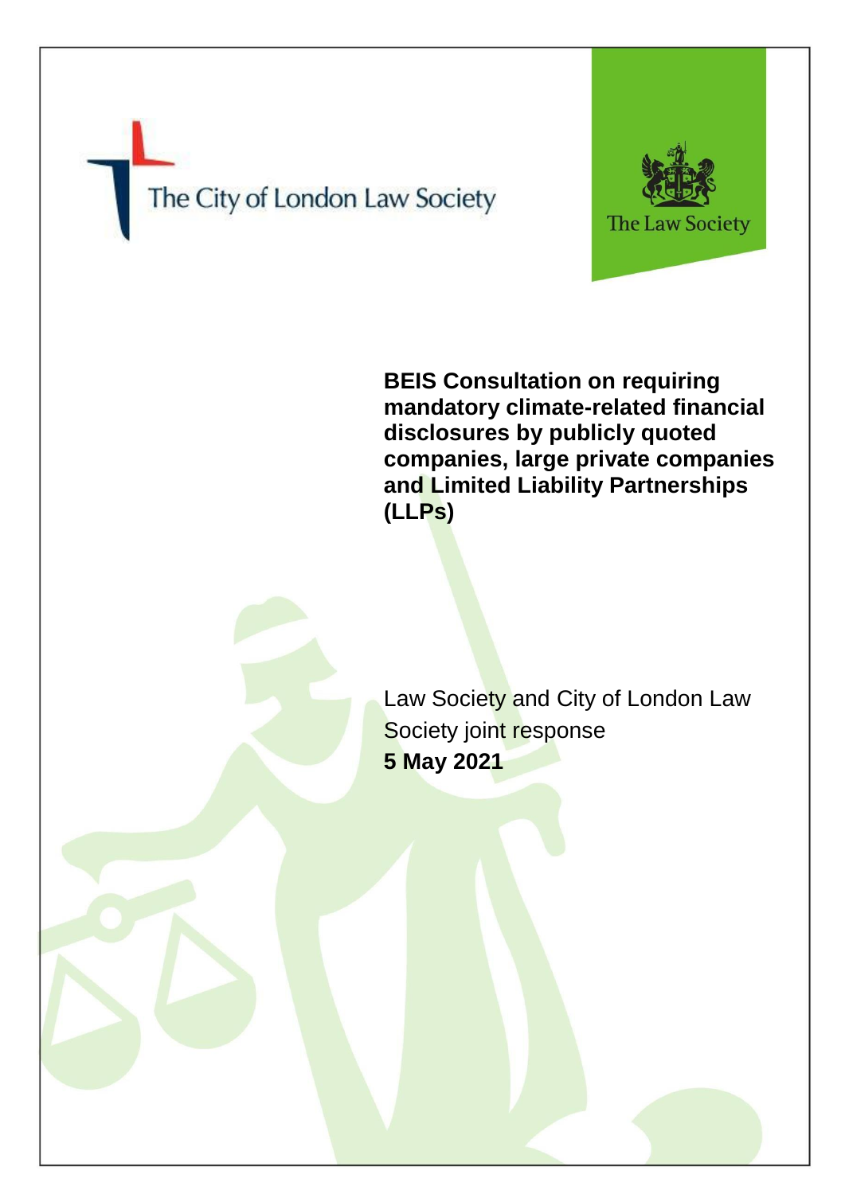The City of London Law Society

The Law Society

# BEIS Consultation on requiring mandatory climate-related financial disclosures by publicly quoted companies, large private companies and Limited Liability Partnerships (LLPs)

Law Society and City of London Law Society joint response

**5 May 2021**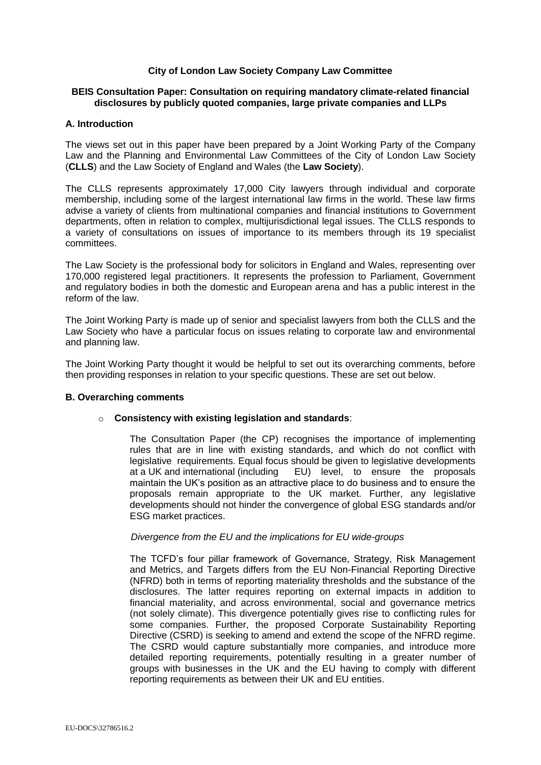**City of London Law Society Company Law Committee**

**BEIS Consultation Paper: Consultation on requiring mandatory climate-related financial disclosures by publicly quoted companies, large private companies and LLPs**

## A. Introduction

The views set out in this paper have been prepared by a Joint Working Party of the Company Law and the Planning and Environmental Law Committees of the City of London Law Society (**CLLS**) and the Law Society of England and Wales (the **Law Society**).

The CLLS represents approximately 17,000 City lawyers through individual and corporate membership, including some of the largest international law firms in the world. These law firms advise a variety of clients from multinational companies and financial institutions to Government departments, often in relation to complex, multijurisdictional legal issues. The CLLS responds to a variety of consultations on issues of importance to its members through its 19 specialist committees.

The Law Society is the professional body for solicitors in England and Wales, representing over 170,000 registered legal practitioners. It represents the profession to Parliament, Government and regulatory bodies in both the domestic and European arena and has a public interest in the reform of the law.

The Joint Working Party is made up of senior and specialist lawyers from both the CLLS and the Law Society who have a particular focus on issues relating to corporate law and environmental and planning law.

The Joint Working Party thought it would be helpful to set out its overarching comments, before then providing responses in relation to your specific questions. These are set out below.

## B. Overarching comments

- **Consistency with existing legislation and standards**:

  The Consultation Paper (the CP) recognises the importance of implementing rules that are in line with existing standards, and which do not conflict with legislative requirements. Equal focus should be given to legislative developments at a UK and international (including EU) level, to ensure the proposals maintain the UK's position as an attractive place to do business and to ensure the proposals remain appropriate to the UK market. Further, any legislative developments should not hinder the convergence of global ESG standards and/or ESG market practices.

  *Divergence from the EU and the implications for EU wide-groups*

  The TCFD's four pillar framework of Governance, Strategy, Risk Management and Metrics, and Targets differs from the EU Non-Financial Reporting Directive (NFRD) both in terms of reporting materiality thresholds and the substance of the disclosures. The latter requires reporting on external impacts in addition to financial materiality, and across environmental, social and governance metrics (not solely climate). This divergence potentially gives rise to conflicting rules for some companies. Further, the proposed Corporate Sustainability Reporting Directive (CSRD) is seeking to amend and extend the scope of the NFRD regime. The CSRD would capture substantially more companies, and introduce more detailed reporting requirements, potentially resulting in a greater number of groups with businesses in the UK and the EU having to comply with different reporting requirements as between their UK and EU entities.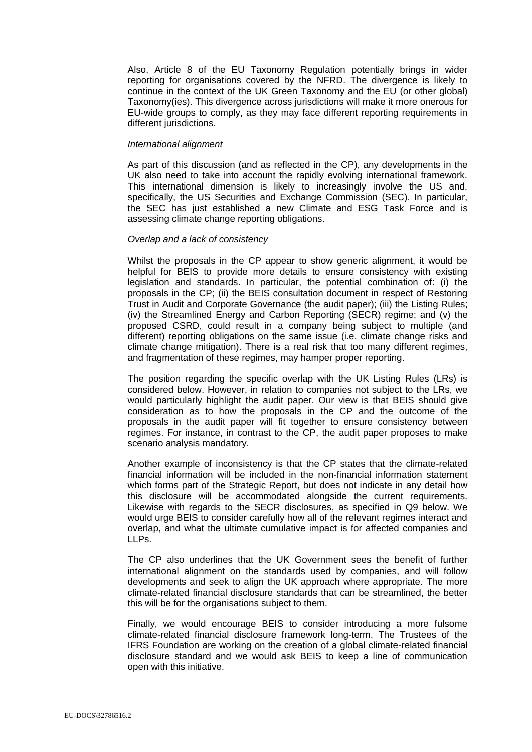Also, Article 8 of the EU Taxonomy Regulation potentially brings in wider reporting for organisations covered by the NFRD. The divergence is likely to continue in the context of the UK Green Taxonomy and the EU (or other global) Taxonomy(ies). This divergence across jurisdictions will make it more onerous for EU-wide groups to comply, as they may face different reporting requirements in different jurisdictions.

*International alignment*

As part of this discussion (and as reflected in the CP), any developments in the UK also need to take into account the rapidly evolving international framework. This international dimension is likely to increasingly involve the US and, specifically, the US Securities and Exchange Commission (SEC). In particular, the SEC has just established a new Climate and ESG Task Force and is assessing climate change reporting obligations.

*Overlap and a lack of consistency*

Whilst the proposals in the CP appear to show generic alignment, it would be helpful for BEIS to provide more details to ensure consistency with existing legislation and standards. In particular, the potential combination of: (i) the proposals in the CP; (ii) the BEIS consultation document in respect of Restoring Trust in Audit and Corporate Governance (the audit paper); (iii) the Listing Rules; (iv) the Streamlined Energy and Carbon Reporting (SECR) regime; and (v) the proposed CSRD, could result in a company being subject to multiple (and different) reporting obligations on the same issue (i.e. climate change risks and climate change mitigation). There is a real risk that too many different regimes, and fragmentation of these regimes, may hamper proper reporting.

The position regarding the specific overlap with the UK Listing Rules (LRs) is considered below. However, in relation to companies not subject to the LRs, we would particularly highlight the audit paper. Our view is that BEIS should give consideration as to how the proposals in the CP and the outcome of the proposals in the audit paper will fit together to ensure consistency between regimes. For instance, in contrast to the CP, the audit paper proposes to make scenario analysis mandatory.

Another example of inconsistency is that the CP states that the climate-related financial information will be included in the non-financial information statement which forms part of the Strategic Report, but does not indicate in any detail how this disclosure will be accommodated alongside the current requirements. Likewise with regards to the SECR disclosures, as specified in Q9 below. We would urge BEIS to consider carefully how all of the relevant regimes interact and overlap, and what the ultimate cumulative impact is for affected companies and LLPs.

The CP also underlines that the UK Government sees the benefit of further international alignment on the standards used by companies, and will follow developments and seek to align the UK approach where appropriate. The more climate-related financial disclosure standards that can be streamlined, the better this will be for the organisations subject to them.

Finally, we would encourage BEIS to consider introducing a more fulsome climate-related financial disclosure framework long-term. The Trustees of the IFRS Foundation are working on the creation of a global climate-related financial disclosure standard and we would ask BEIS to keep a line of communication open with this initiative.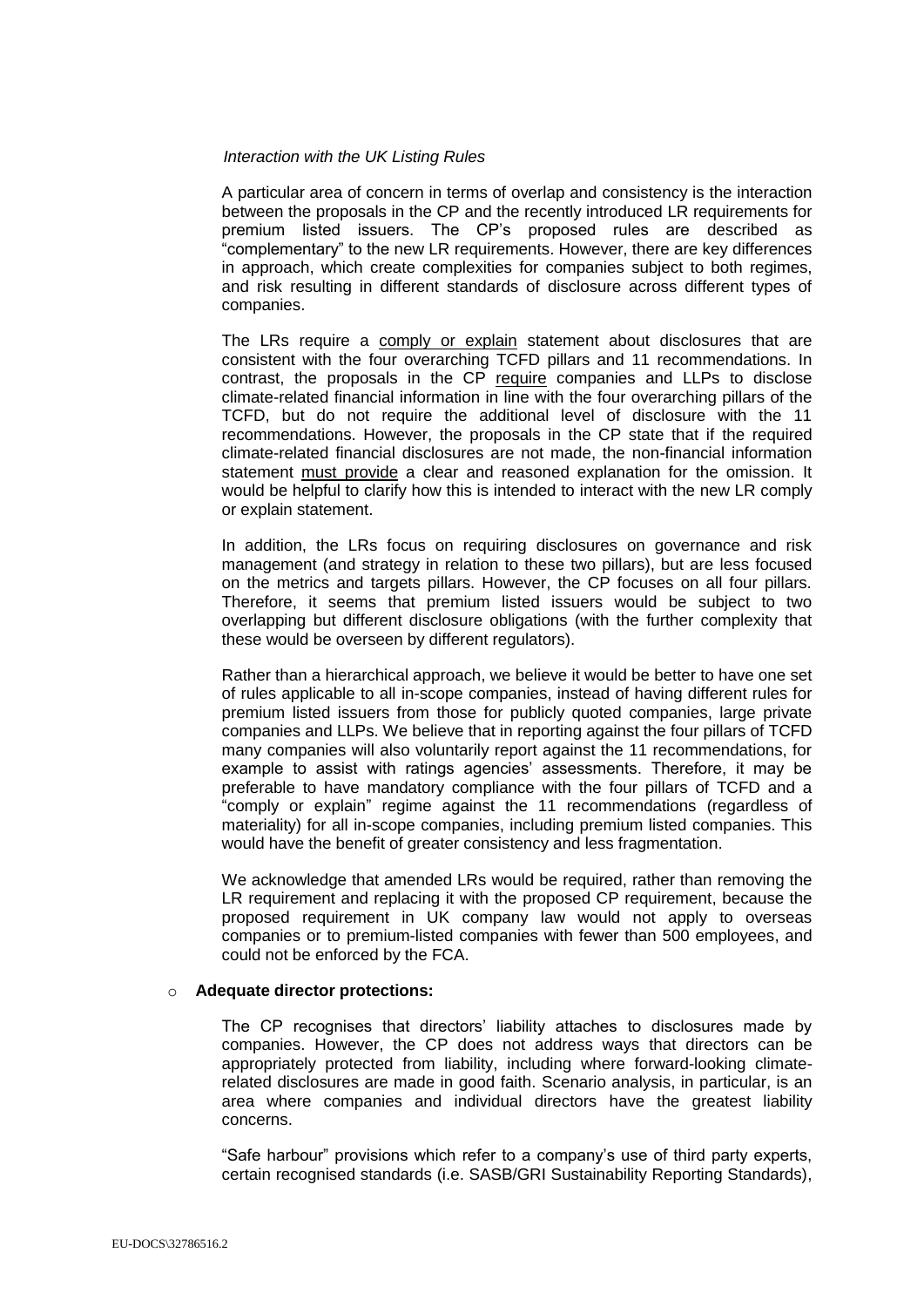*Interaction with the UK Listing Rules*

A particular area of concern in terms of overlap and consistency is the interaction between the proposals in the CP and the recently introduced LR requirements for premium listed issuers. The CP's proposed rules are described as "complementary" to the new LR requirements. However, there are key differences in approach, which create complexities for companies subject to both regimes, and risk resulting in different standards of disclosure across different types of companies.

The LRs require a <u>comply or explain</u> statement about disclosures that are consistent with the four overarching TCFD pillars and 11 recommendations. In contrast, the proposals in the CP <u>require</u> companies and LLPs to disclose climate-related financial information in line with the four overarching pillars of the TCFD, but do not require the additional level of disclosure with the 11 recommendations. However, the proposals in the CP state that if the required climate-related financial disclosures are not made, the non-financial information statement <u>must provide</u> a clear and reasoned explanation for the omission. It would be helpful to clarify how this is intended to interact with the new LR comply or explain statement.

In addition, the LRs focus on requiring disclosures on governance and risk management (and strategy in relation to these two pillars), but are less focused on the metrics and targets pillars. However, the CP focuses on all four pillars. Therefore, it seems that premium listed issuers would be subject to two overlapping but different disclosure obligations (with the further complexity that these would be overseen by different regulators).

Rather than a hierarchical approach, we believe it would be better to have one set of rules applicable to all in-scope companies, instead of having different rules for premium listed issuers from those for publicly quoted companies, large private companies and LLPs. We believe that in reporting against the four pillars of TCFD many companies will also voluntarily report against the 11 recommendations, for example to assist with ratings agencies' assessments. Therefore, it may be preferable to have mandatory compliance with the four pillars of TCFD and a "comply or explain" regime against the 11 recommendations (regardless of materiality) for all in-scope companies, including premium listed companies. This would have the benefit of greater consistency and less fragmentation.

We acknowledge that amended LRs would be required, rather than removing the LR requirement and replacing it with the proposed CP requirement, because the proposed requirement in UK company law would not apply to overseas companies or to premium-listed companies with fewer than 500 employees, and could not be enforced by the FCA.

- **Adequate director protections:**

  The CP recognises that directors' liability attaches to disclosures made by companies. However, the CP does not address ways that directors can be appropriately protected from liability, including where forward-looking climate-related disclosures are made in good faith. Scenario analysis, in particular, is an area where companies and individual directors have the greatest liability concerns.

  "Safe harbour" provisions which refer to a company's use of third party experts, certain recognised standards (i.e. SASB/GRI Sustainability Reporting Standards),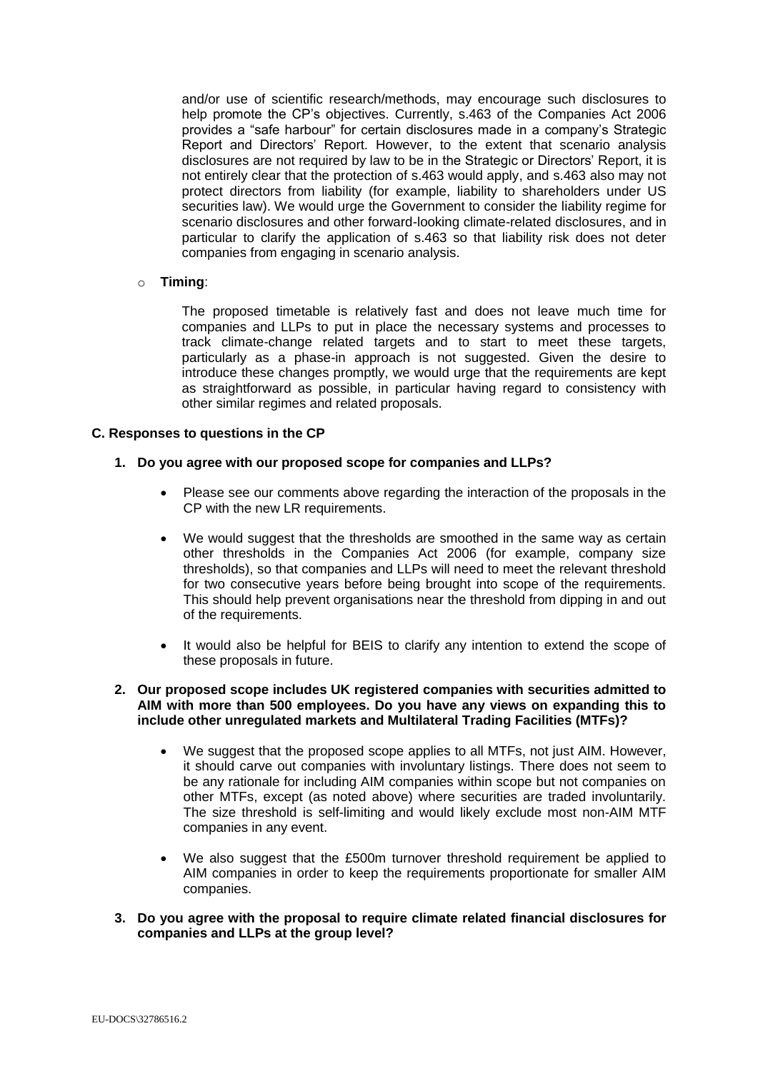and/or use of scientific research/methods, may encourage such disclosures to help promote the CP's objectives. Currently, s.463 of the Companies Act 2006 provides a "safe harbour" for certain disclosures made in a company's Strategic Report and Directors' Report. However, to the extent that scenario analysis disclosures are not required by law to be in the Strategic or Directors' Report, it is not entirely clear that the protection of s.463 would apply, and s.463 also may not protect directors from liability (for example, liability to shareholders under US securities law). We would urge the Government to consider the liability regime for scenario disclosures and other forward-looking climate-related disclosures, and in particular to clarify the application of s.463 so that liability risk does not deter companies from engaging in scenario analysis.

- **Timing**:

  The proposed timetable is relatively fast and does not leave much time for companies and LLPs to put in place the necessary systems and processes to track climate-change related targets and to start to meet these targets, particularly as a phase-in approach is not suggested. Given the desire to introduce these changes promptly, we would urge that the requirements are kept as straightforward as possible, in particular having regard to consistency with other similar regimes and related proposals.

### C. Responses to questions in the CP

**1. Do you agree with our proposed scope for companies and LLPs?**

- Please see our comments above regarding the interaction of the proposals in the CP with the new LR requirements.
- We would suggest that the thresholds are smoothed in the same way as certain other thresholds in the Companies Act 2006 (for example, company size thresholds), so that companies and LLPs will need to meet the relevant threshold for two consecutive years before being brought into scope of the requirements. This should help prevent organisations near the threshold from dipping in and out of the requirements.
- It would also be helpful for BEIS to clarify any intention to extend the scope of these proposals in future.

**2. Our proposed scope includes UK registered companies with securities admitted to AIM with more than 500 employees. Do you have any views on expanding this to include other unregulated markets and Multilateral Trading Facilities (MTFs)?**

- We suggest that the proposed scope applies to all MTFs, not just AIM. However, it should carve out companies with involuntary listings. There does not seem to be any rationale for including AIM companies within scope but not companies on other MTFs, except (as noted above) where securities are traded involuntarily. The size threshold is self-limiting and would likely exclude most non-AIM MTF companies in any event.
- We also suggest that the £500m turnover threshold requirement be applied to AIM companies in order to keep the requirements proportionate for smaller AIM companies.

**3. Do you agree with the proposal to require climate related financial disclosures for companies and LLPs at the group level?**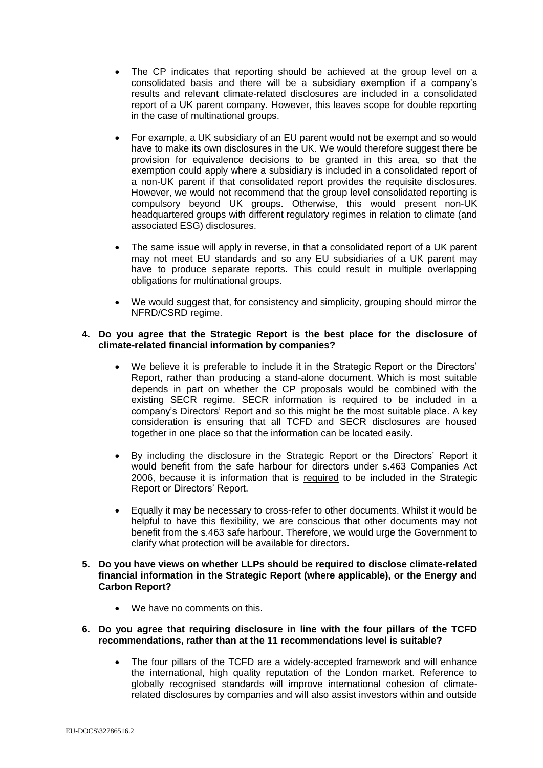- The CP indicates that reporting should be achieved at the group level on a consolidated basis and there will be a subsidiary exemption if a company's results and relevant climate-related disclosures are included in a consolidated report of a UK parent company. However, this leaves scope for double reporting in the case of multinational groups.

- For example, a UK subsidiary of an EU parent would not be exempt and so would have to make its own disclosures in the UK. We would therefore suggest there be provision for equivalence decisions to be granted in this area, so that the exemption could apply where a subsidiary is included in a consolidated report of a non-UK parent if that consolidated report provides the requisite disclosures. However, we would not recommend that the group level consolidated reporting is compulsory beyond UK groups. Otherwise, this would present non-UK headquartered groups with different regulatory regimes in relation to climate (and associated ESG) disclosures.

- The same issue will apply in reverse, in that a consolidated report of a UK parent may not meet EU standards and so any EU subsidiaries of a UK parent may have to produce separate reports. This could result in multiple overlapping obligations for multinational groups.

- We would suggest that, for consistency and simplicity, grouping should mirror the NFRD/CSRD regime.

**4. Do you agree that the Strategic Report is the best place for the disclosure of climate-related financial information by companies?**

- We believe it is preferable to include it in the Strategic Report or the Directors' Report, rather than producing a stand-alone document. Which is most suitable depends in part on whether the CP proposals would be combined with the existing SECR regime. SECR information is required to be included in a company's Directors' Report and so this might be the most suitable place. A key consideration is ensuring that all TCFD and SECR disclosures are housed together in one place so that the information can be located easily.

- By including the disclosure in the Strategic Report or the Directors' Report it would benefit from the safe harbour for directors under s.463 Companies Act 2006, because it is information that is required to be included in the Strategic Report or Directors' Report.

- Equally it may be necessary to cross-refer to other documents. Whilst it would be helpful to have this flexibility, we are conscious that other documents may not benefit from the s.463 safe harbour. Therefore, we would urge the Government to clarify what protection will be available for directors.

**5. Do you have views on whether LLPs should be required to disclose climate-related financial information in the Strategic Report (where applicable), or the Energy and Carbon Report?**

- We have no comments on this.

**6. Do you agree that requiring disclosure in line with the four pillars of the TCFD recommendations, rather than at the 11 recommendations level is suitable?**

- The four pillars of the TCFD are a widely-accepted framework and will enhance the international, high quality reputation of the London market. Reference to globally recognised standards will improve international cohesion of climate-related disclosures by companies and will also assist investors within and outside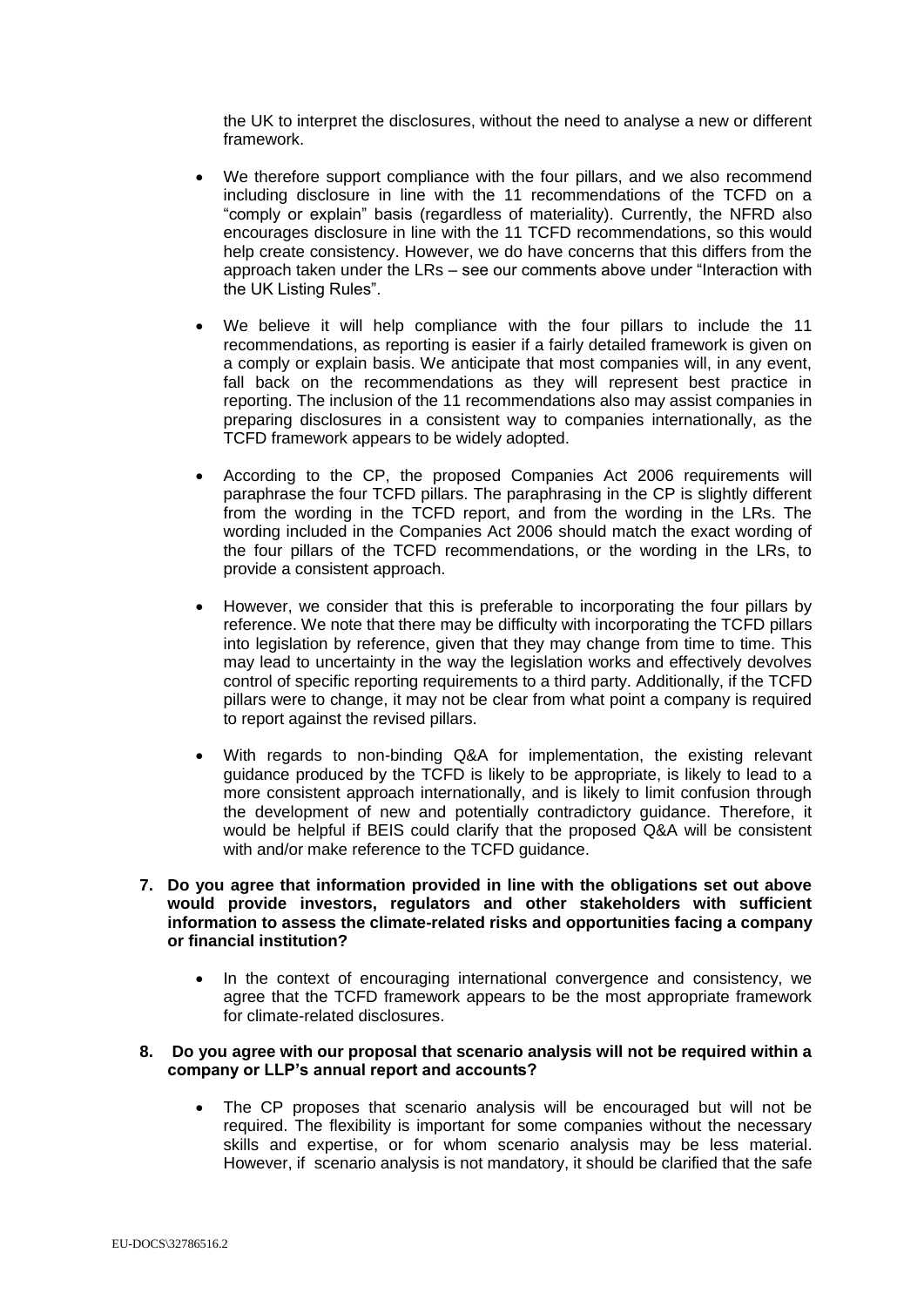the UK to interpret the disclosures, without the need to analyse a new or different framework.

- We therefore support compliance with the four pillars, and we also recommend including disclosure in line with the 11 recommendations of the TCFD on a "comply or explain" basis (regardless of materiality). Currently, the NFRD also encourages disclosure in line with the 11 TCFD recommendations, so this would help create consistency. However, we do have concerns that this differs from the approach taken under the LRs – see our comments above under "Interaction with the UK Listing Rules".

- We believe it will help compliance with the four pillars to include the 11 recommendations, as reporting is easier if a fairly detailed framework is given on a comply or explain basis. We anticipate that most companies will, in any event, fall back on the recommendations as they will represent best practice in reporting. The inclusion of the 11 recommendations also may assist companies in preparing disclosures in a consistent way to companies internationally, as the TCFD framework appears to be widely adopted.

- According to the CP, the proposed Companies Act 2006 requirements will paraphrase the four TCFD pillars. The paraphrasing in the CP is slightly different from the wording in the TCFD report, and from the wording in the LRs. The wording included in the Companies Act 2006 should match the exact wording of the four pillars of the TCFD recommendations, or the wording in the LRs, to provide a consistent approach.

- However, we consider that this is preferable to incorporating the four pillars by reference. We note that there may be difficulty with incorporating the TCFD pillars into legislation by reference, given that they may change from time to time. This may lead to uncertainty in the way the legislation works and effectively devolves control of specific reporting requirements to a third party. Additionally, if the TCFD pillars were to change, it may not be clear from what point a company is required to report against the revised pillars.

- With regards to non-binding Q&A for implementation, the existing relevant guidance produced by the TCFD is likely to be appropriate, is likely to lead to a more consistent approach internationally, and is likely to limit confusion through the development of new and potentially contradictory guidance. Therefore, it would be helpful if BEIS could clarify that the proposed Q&A will be consistent with and/or make reference to the TCFD guidance.

**7. Do you agree that information provided in line with the obligations set out above would provide investors, regulators and other stakeholders with sufficient information to assess the climate-related risks and opportunities facing a company or financial institution?**

- In the context of encouraging international convergence and consistency, we agree that the TCFD framework appears to be the most appropriate framework for climate-related disclosures.

**8. Do you agree with our proposal that scenario analysis will not be required within a company or LLP's annual report and accounts?**

- The CP proposes that scenario analysis will be encouraged but will not be required. The flexibility is important for some companies without the necessary skills and expertise, or for whom scenario analysis may be less material. However, if scenario analysis is not mandatory, it should be clarified that the safe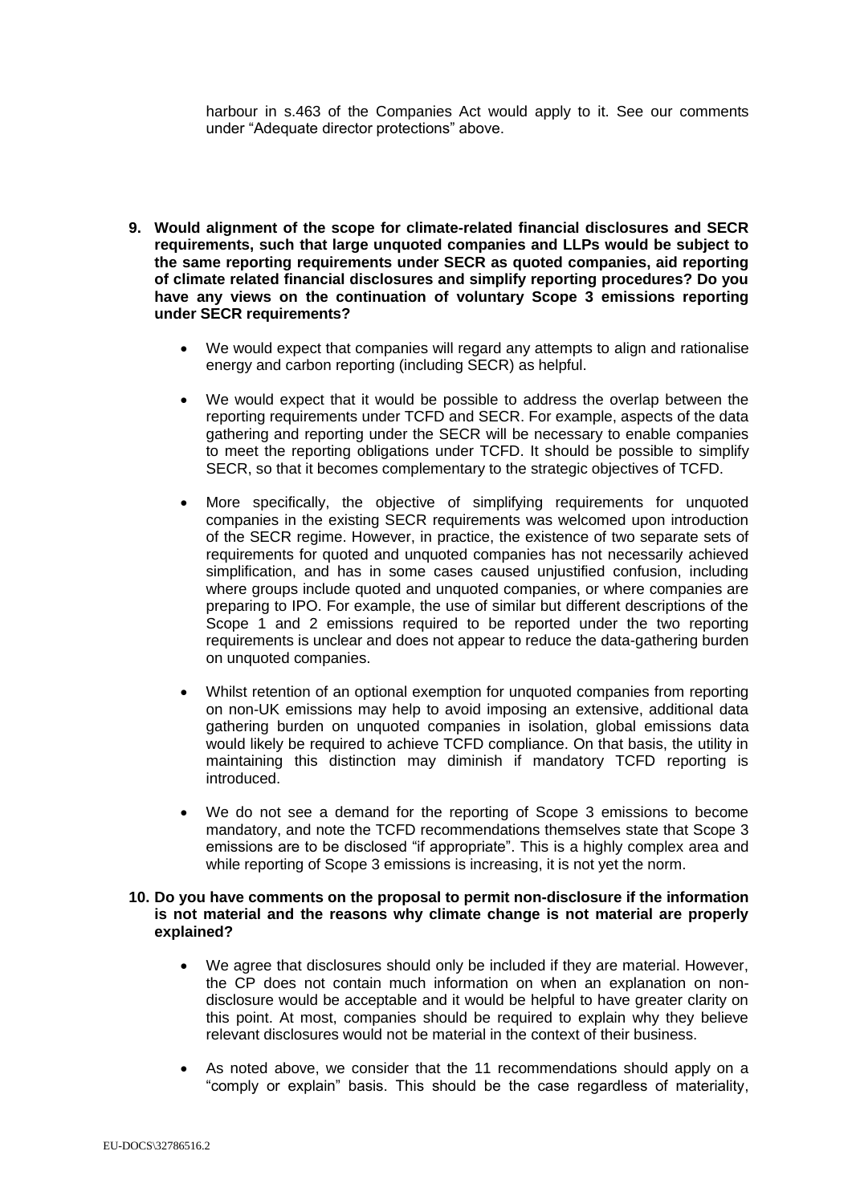harbour in s.463 of the Companies Act would apply to it. See our comments under "Adequate director protections" above.

9. **Would alignment of the scope for climate-related financial disclosures and SECR requirements, such that large unquoted companies and LLPs would be subject to the same reporting requirements under SECR as quoted companies, aid reporting of climate related financial disclosures and simplify reporting procedures? Do you have any views on the continuation of voluntary Scope 3 emissions reporting under SECR requirements?**

    - We would expect that companies will regard any attempts to align and rationalise energy and carbon reporting (including SECR) as helpful.

    - We would expect that it would be possible to address the overlap between the reporting requirements under TCFD and SECR. For example, aspects of the data gathering and reporting under the SECR will be necessary to enable companies to meet the reporting obligations under TCFD. It should be possible to simplify SECR, so that it becomes complementary to the strategic objectives of TCFD.

    - More specifically, the objective of simplifying requirements for unquoted companies in the existing SECR requirements was welcomed upon introduction of the SECR regime. However, in practice, the existence of two separate sets of requirements for quoted and unquoted companies has not necessarily achieved simplification, and has in some cases caused unjustified confusion, including where groups include quoted and unquoted companies, or where companies are preparing to IPO. For example, the use of similar but different descriptions of the Scope 1 and 2 emissions required to be reported under the two reporting requirements is unclear and does not appear to reduce the data-gathering burden on unquoted companies.

    - Whilst retention of an optional exemption for unquoted companies from reporting on non-UK emissions may help to avoid imposing an extensive, additional data gathering burden on unquoted companies in isolation, global emissions data would likely be required to achieve TCFD compliance. On that basis, the utility in maintaining this distinction may diminish if mandatory TCFD reporting is introduced.

    - We do not see a demand for the reporting of Scope 3 emissions to become mandatory, and note the TCFD recommendations themselves state that Scope 3 emissions are to be disclosed "if appropriate". This is a highly complex area and while reporting of Scope 3 emissions is increasing, it is not yet the norm.

10. **Do you have comments on the proposal to permit non-disclosure if the information is not material and the reasons why climate change is not material are properly explained?**

    - We agree that disclosures should only be included if they are material. However, the CP does not contain much information on when an explanation on non-disclosure would be acceptable and it would be helpful to have greater clarity on this point. At most, companies should be required to explain why they believe relevant disclosures would not be material in the context of their business.

    - As noted above, we consider that the 11 recommendations should apply on a "comply or explain" basis. This should be the case regardless of materiality,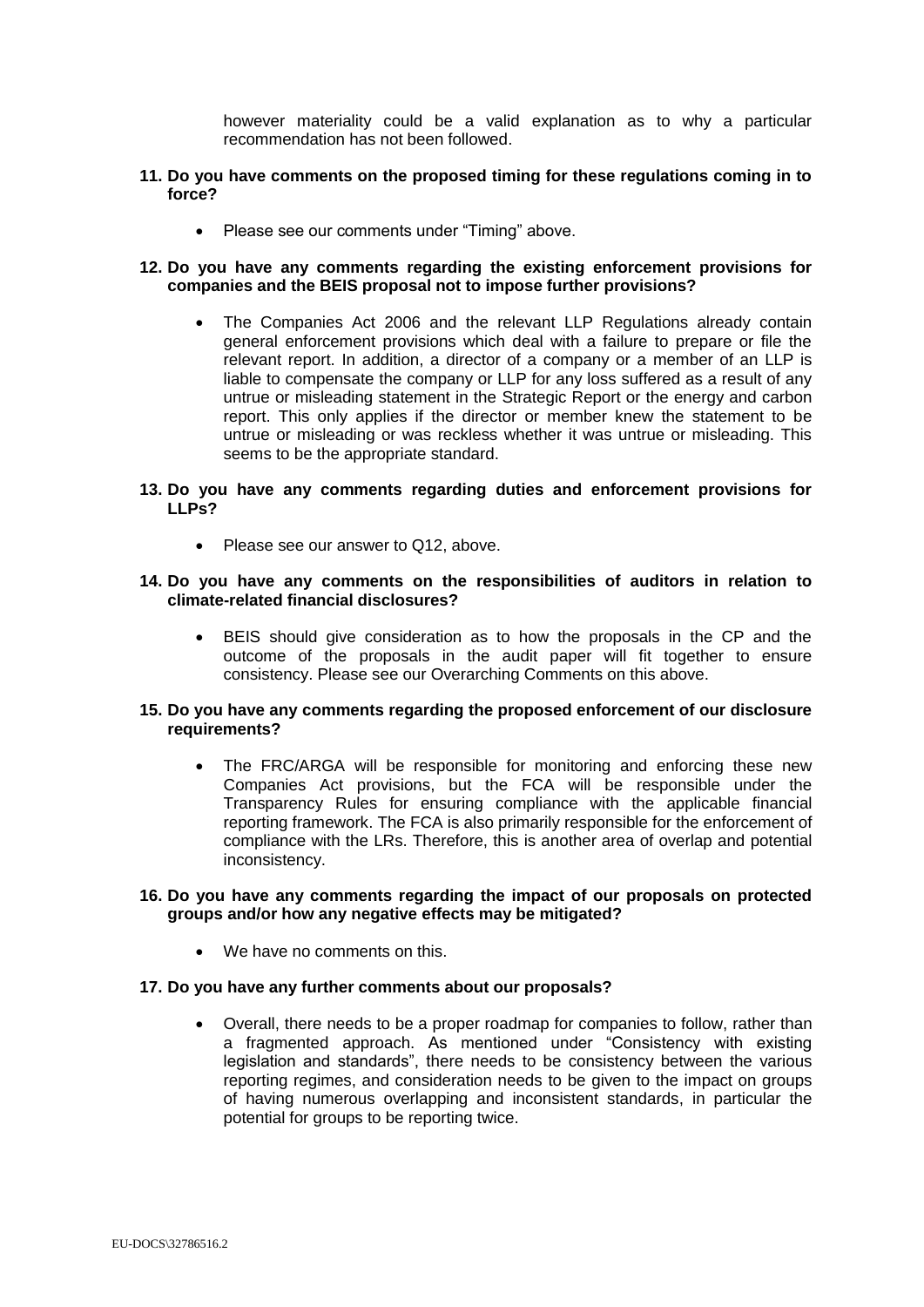however materiality could be a valid explanation as to why a particular recommendation has not been followed.

**11. Do you have comments on the proposed timing for these regulations coming in to force?**

- Please see our comments under "Timing" above.

**12. Do you have any comments regarding the existing enforcement provisions for companies and the BEIS proposal not to impose further provisions?**

- The Companies Act 2006 and the relevant LLP Regulations already contain general enforcement provisions which deal with a failure to prepare or file the relevant report. In addition, a director of a company or a member of an LLP is liable to compensate the company or LLP for any loss suffered as a result of any untrue or misleading statement in the Strategic Report or the energy and carbon report. This only applies if the director or member knew the statement to be untrue or misleading or was reckless whether it was untrue or misleading. This seems to be the appropriate standard.

**13. Do you have any comments regarding duties and enforcement provisions for LLPs?**

- Please see our answer to Q12, above.

**14. Do you have any comments on the responsibilities of auditors in relation to climate-related financial disclosures?**

- BEIS should give consideration as to how the proposals in the CP and the outcome of the proposals in the audit paper will fit together to ensure consistency. Please see our Overarching Comments on this above.

**15. Do you have any comments regarding the proposed enforcement of our disclosure requirements?**

- The FRC/ARGA will be responsible for monitoring and enforcing these new Companies Act provisions, but the FCA will be responsible under the Transparency Rules for ensuring compliance with the applicable financial reporting framework. The FCA is also primarily responsible for the enforcement of compliance with the LRs. Therefore, this is another area of overlap and potential inconsistency.

**16. Do you have any comments regarding the impact of our proposals on protected groups and/or how any negative effects may be mitigated?**

- We have no comments on this.

**17. Do you have any further comments about our proposals?**

- Overall, there needs to be a proper roadmap for companies to follow, rather than a fragmented approach. As mentioned under "Consistency with existing legislation and standards", there needs to be consistency between the various reporting regimes, and consideration needs to be given to the impact on groups of having numerous overlapping and inconsistent standards, in particular the potential for groups to be reporting twice.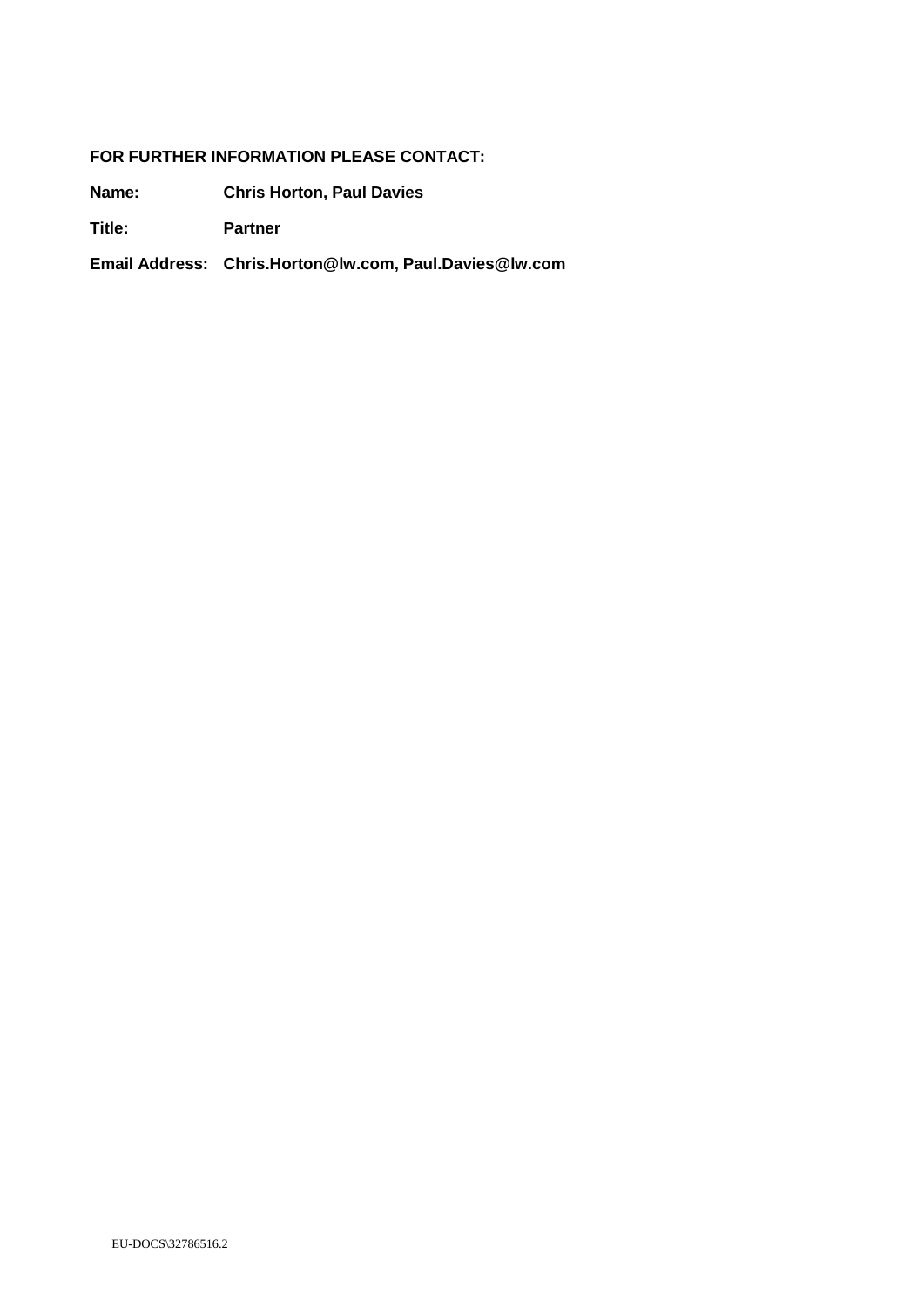**FOR FURTHER INFORMATION PLEASE CONTACT:**

**Name:** **Chris Horton, Paul Davies**

**Title:** **Partner**

**Email Address:** **Chris.Horton@lw.com, Paul.Davies@lw.com**

EU-DOCS\32786516.2